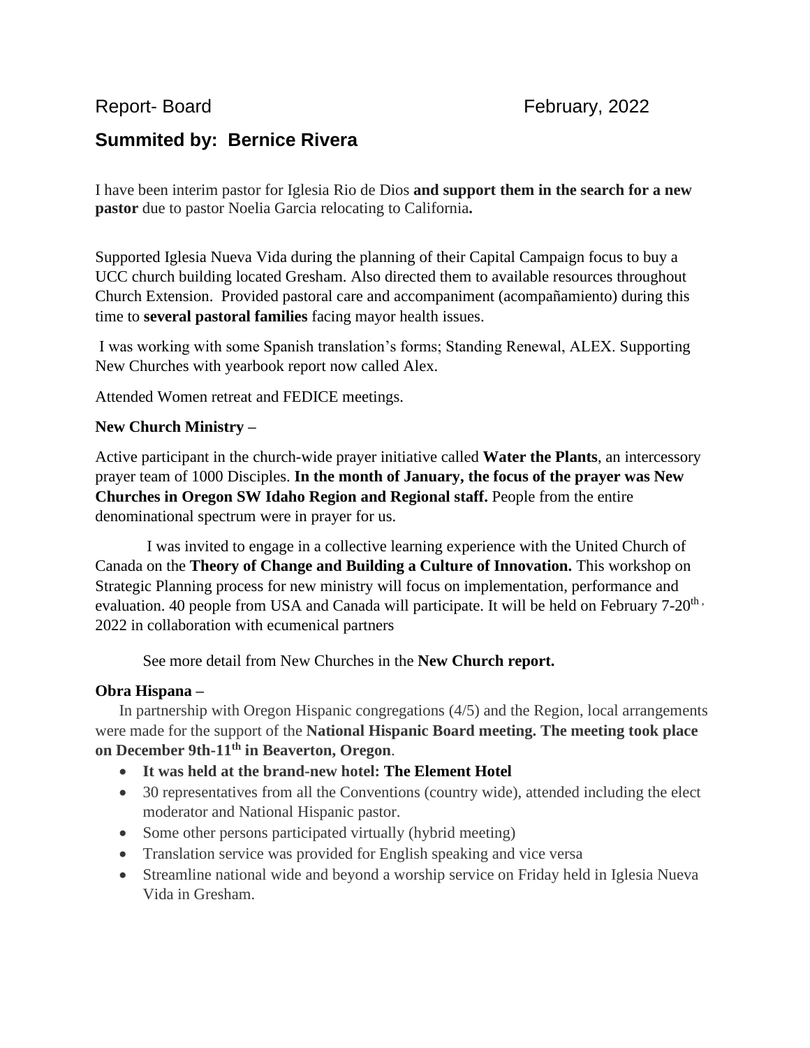Report- Board February, 2022

## Summited by: Bernice Rivera

I have been interim pastor for Iglesia Rio de Dios **and support them in the search for a new pastor** due to pastor Noelia Garcia relocating to California**.**

Supported Iglesia Nueva Vida during the planning of their Capital Campaign focus to buy a UCC church building located Gresham. Also directed them to available resources throughout Church Extension. Provided pastoral care and accompaniment (acompañamiento) during this time to **several pastoral families** facing mayor health issues.

I was working with some Spanish translation's forms; Standing Renewal, ALEX. Supporting New Churches with yearbook report now called Alex.

Attended Women retreat and FEDICE meetings.

**New Church Ministry –**

Active participant in the church-wide prayer initiative called **Water the Plants**, an intercessory prayer team of 1000 Disciples. **In the month of January, the focus of the prayer was New Churches in Oregon SW Idaho Region and Regional staff.** People from the entire denominational spectrum were in prayer for us.

I was invited to engage in a collective learning experience with the United Church of Canada on the **Theory of Change and Building a Culture of Innovation.** This workshop on Strategic Planning process for new ministry will focus on implementation, performance and evaluation. 40 people from USA and Canada will participate. It will be held on February 7-20th, 2022 in collaboration with ecumenical partners

See more detail from New Churches in the **New Church report.**

**Obra Hispana –**

In partnership with Oregon Hispanic congregations (4/5) and the Region, local arrangements were made for the support of the **National Hispanic Board meeting. The meeting took place on December 9th-11th in Beaverton, Oregon**.

- **It was held at the brand-new hotel: The Element Hotel**
- 30 representatives from all the Conventions (country wide), attended including the elect moderator and National Hispanic pastor.
- Some other persons participated virtually (hybrid meeting)
- Translation service was provided for English speaking and vice versa
- Streamline national wide and beyond a worship service on Friday held in Iglesia Nueva Vida in Gresham.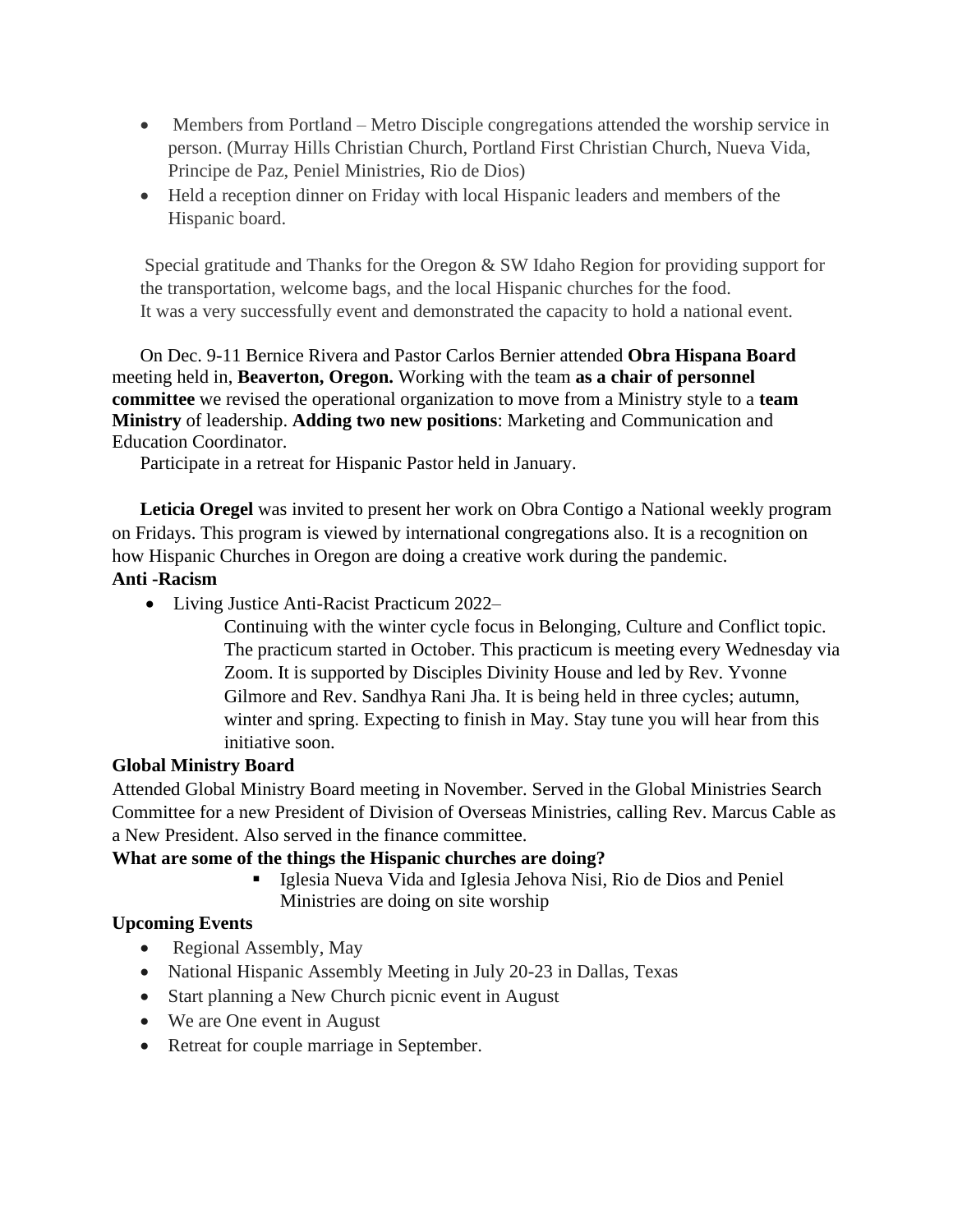- Members from Portland – Metro Disciple congregations attended the worship service in person. (Murray Hills Christian Church, Portland First Christian Church, Nueva Vida, Principe de Paz, Peniel Ministries, Rio de Dios)
- Held a reception dinner on Friday with local Hispanic leaders and members of the Hispanic board.

Special gratitude and Thanks for the Oregon & SW Idaho Region for providing support for the transportation, welcome bags, and the local Hispanic churches for the food.
It was a very successfully event and demonstrated the capacity to hold a national event.

On Dec. 9-11 Bernice Rivera and Pastor Carlos Bernier attended **Obra Hispana Board** meeting held in, **Beaverton, Oregon.** Working with the team **as a chair of personnel committee** we revised the operational organization to move from a Ministry style to a **team Ministry** of leadership. **Adding two new positions**: Marketing and Communication and Education Coordinator.
Participate in a retreat for Hispanic Pastor held in January.

**Leticia Oregel** was invited to present her work on Obra Contigo a National weekly program on Fridays. This program is viewed by international congregations also. It is a recognition on how Hispanic Churches in Oregon are doing a creative work during the pandemic.

**Anti -Racism**

- Living Justice Anti-Racist Practicum 2022–
  Continuing with the winter cycle focus in Belonging, Culture and Conflict topic. The practicum started in October. This practicum is meeting every Wednesday via Zoom. It is supported by Disciples Divinity House and led by Rev. Yvonne Gilmore and Rev. Sandhya Rani Jha. It is being held in three cycles; autumn, winter and spring. Expecting to finish in May. Stay tune you will hear from this initiative soon.

**Global Ministry Board**

Attended Global Ministry Board meeting in November. Served in the Global Ministries Search Committee for a new President of Division of Overseas Ministries, calling Rev. Marcus Cable as a New President. Also served in the finance committee.

**What are some of the things the Hispanic churches are doing?**

- Iglesia Nueva Vida and Iglesia Jehova Nisi, Rio de Dios and Peniel Ministries are doing on site worship

**Upcoming Events**

- Regional Assembly, May
- National Hispanic Assembly Meeting in July 20-23 in Dallas, Texas
- Start planning a New Church picnic event in August
- We are One event in August
- Retreat for couple marriage in September.